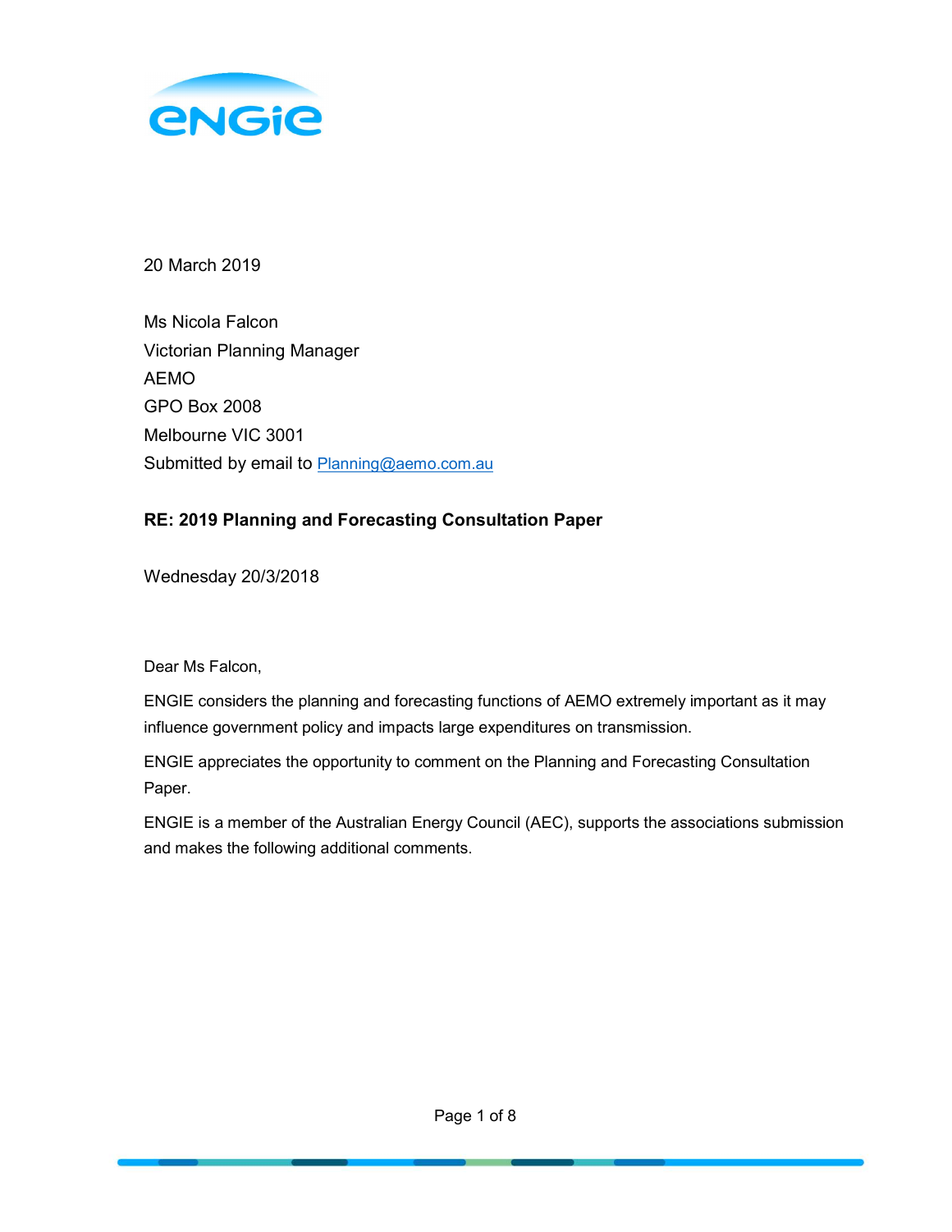20 March 2019

Ms Nicola Falcon
Victorian Planning Manager
AEMO
GPO Box 2008
Melbourne VIC 3001
Submitted by email to Planning@aemo.com.au

**RE: 2019 Planning and Forecasting Consultation Paper**

Wednesday 20/3/2018

Dear Ms Falcon,

ENGIE considers the planning and forecasting functions of AEMO extremely important as it may influence government policy and impacts large expenditures on transmission.

ENGIE appreciates the opportunity to comment on the Planning and Forecasting Consultation Paper.

ENGIE is a member of the Australian Energy Council (AEC), supports the associations submission and makes the following additional comments.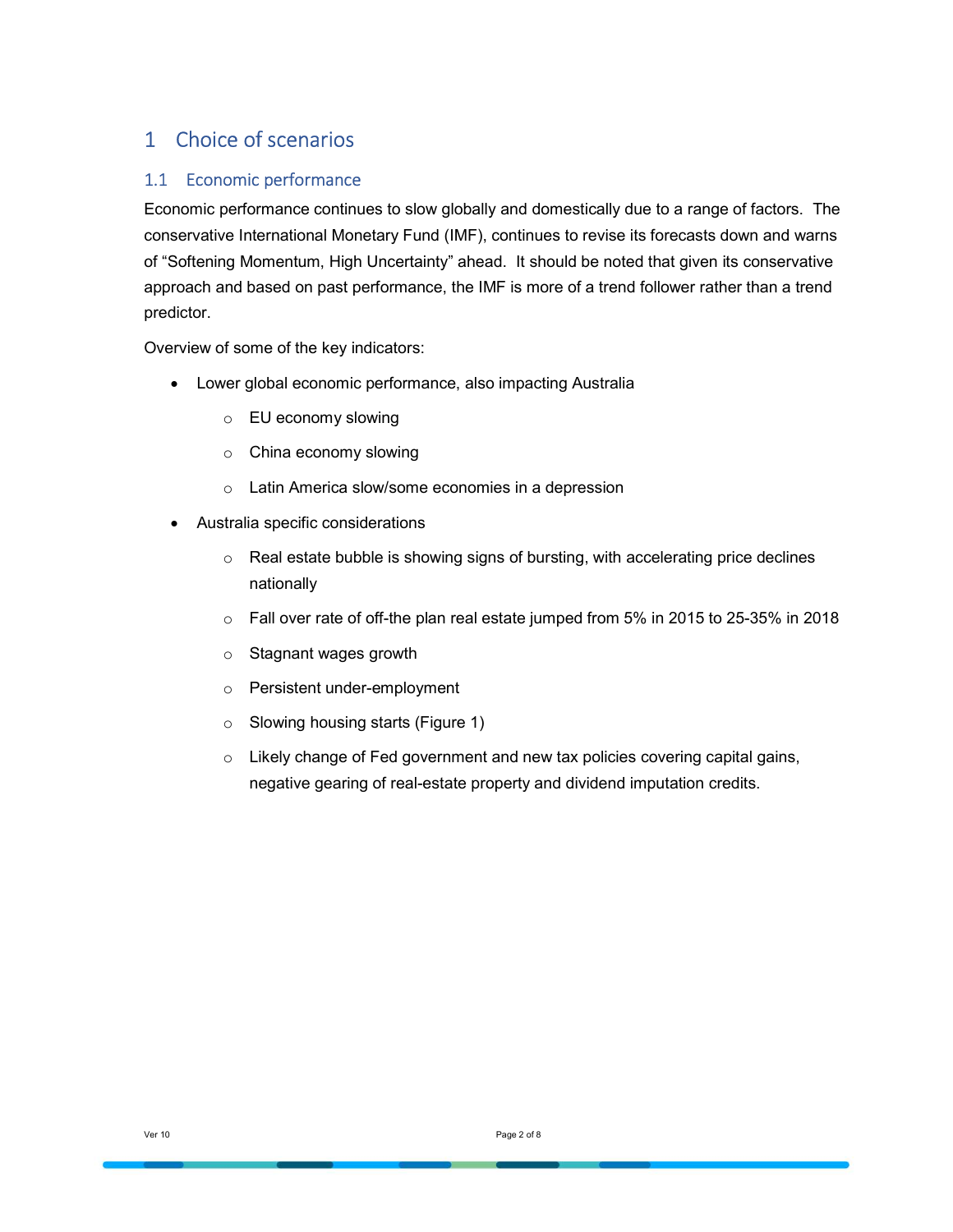# 1 Choice of scenarios

## 1.1 Economic performance

Economic performance continues to slow globally and domestically due to a range of factors. The conservative International Monetary Fund (IMF), continues to revise its forecasts down and warns of "Softening Momentum, High Uncertainty" ahead. It should be noted that given its conservative approach and based on past performance, the IMF is more of a trend follower rather than a trend predictor.

Overview of some of the key indicators:

- Lower global economic performance, also impacting Australia
  - EU economy slowing
  - China economy slowing
  - Latin America slow/some economies in a depression
- Australia specific considerations
  - Real estate bubble is showing signs of bursting, with accelerating price declines nationally
  - Fall over rate of off-the plan real estate jumped from 5% in 2015 to 25-35% in 2018
  - Stagnant wages growth
  - Persistent under-employment
  - Slowing housing starts (Figure 1)
  - Likely change of Fed government and new tax policies covering capital gains, negative gearing of real-estate property and dividend imputation credits.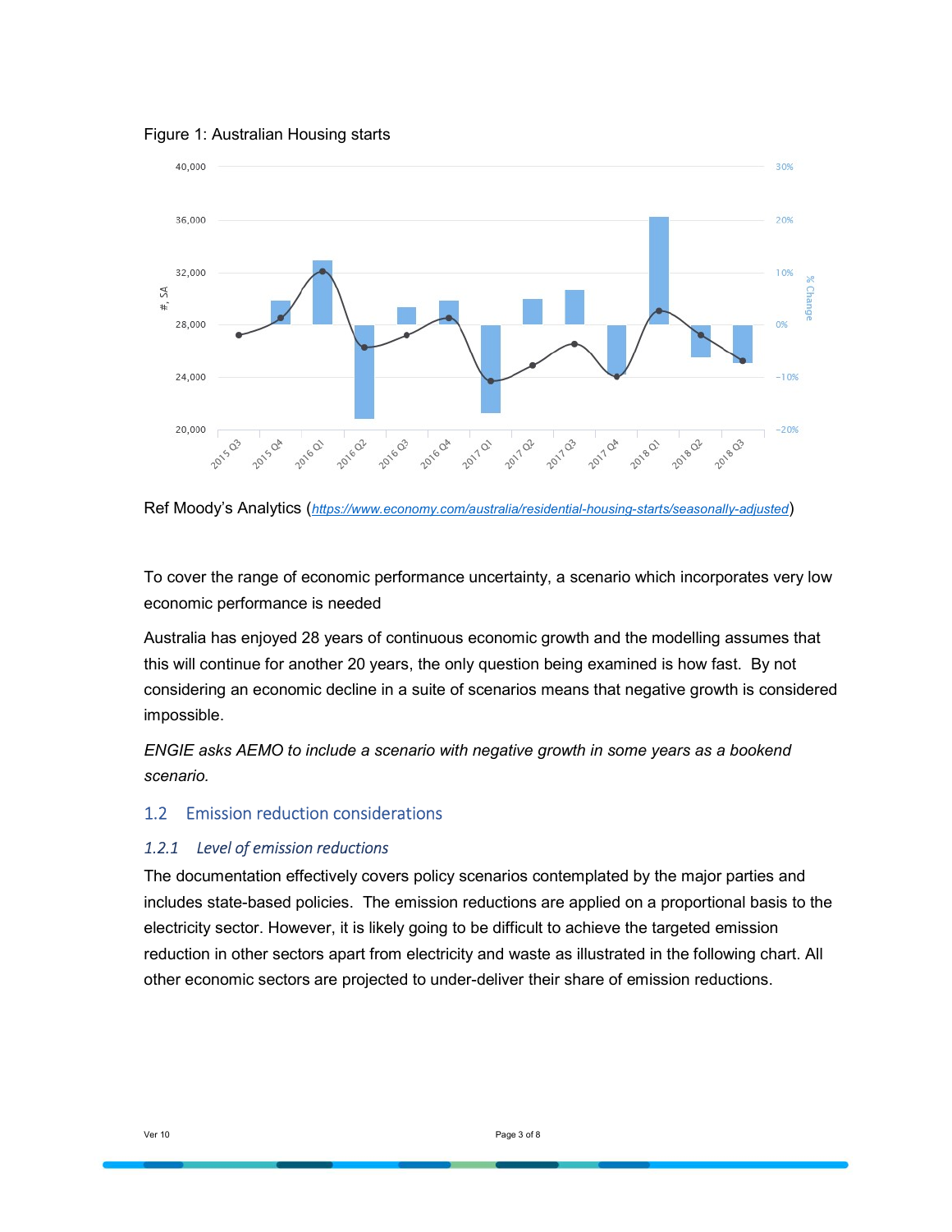Figure 1: Australian Housing starts

Ref Moody's Analytics (https://www.economy.com/australia/residential-housing-starts/seasonally-adjusted)

To cover the range of economic performance uncertainty, a scenario which incorporates very low economic performance is needed

Australia has enjoyed 28 years of continuous economic growth and the modelling assumes that this will continue for another 20 years, the only question being examined is how fast. By not considering an economic decline in a suite of scenarios means that negative growth is considered impossible.

*ENGIE asks AEMO to include a scenario with negative growth in some years as a bookend scenario.*

## 1.2 Emission reduction considerations

### *1.2.1 Level of emission reductions*

The documentation effectively covers policy scenarios contemplated by the major parties and includes state-based policies. The emission reductions are applied on a proportional basis to the electricity sector. However, it is likely going to be difficult to achieve the targeted emission reduction in other sectors apart from electricity and waste as illustrated in the following chart. All other economic sectors are projected to under-deliver their share of emission reductions.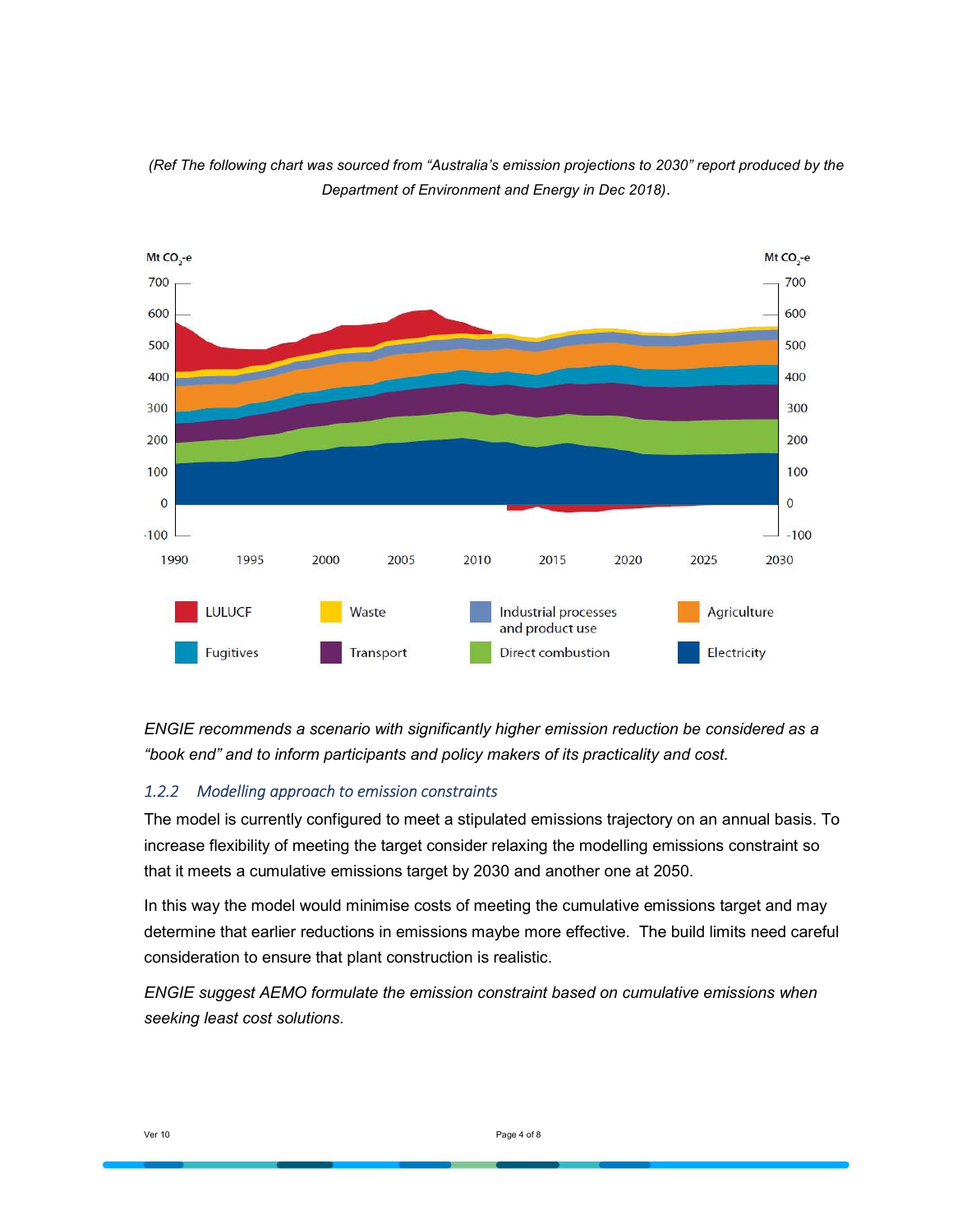*(Ref The following chart was sourced from "Australia's emission projections to 2030" report produced by the Department of Environment and Energy in Dec 2018).*

*ENGIE recommends a scenario with significantly higher emission reduction be considered as a "book end" and to inform participants and policy makers of its practicality and cost.*

### *1.2.2 Modelling approach to emission constraints*

The model is currently configured to meet a stipulated emissions trajectory on an annual basis. To increase flexibility of meeting the target consider relaxing the modelling emissions constraint so that it meets a cumulative emissions target by 2030 and another one at 2050.

In this way the model would minimise costs of meeting the cumulative emissions target and may determine that earlier reductions in emissions maybe more effective. The build limits need careful consideration to ensure that plant construction is realistic.

*ENGIE suggest AEMO formulate the emission constraint based on cumulative emissions when seeking least cost solutions.*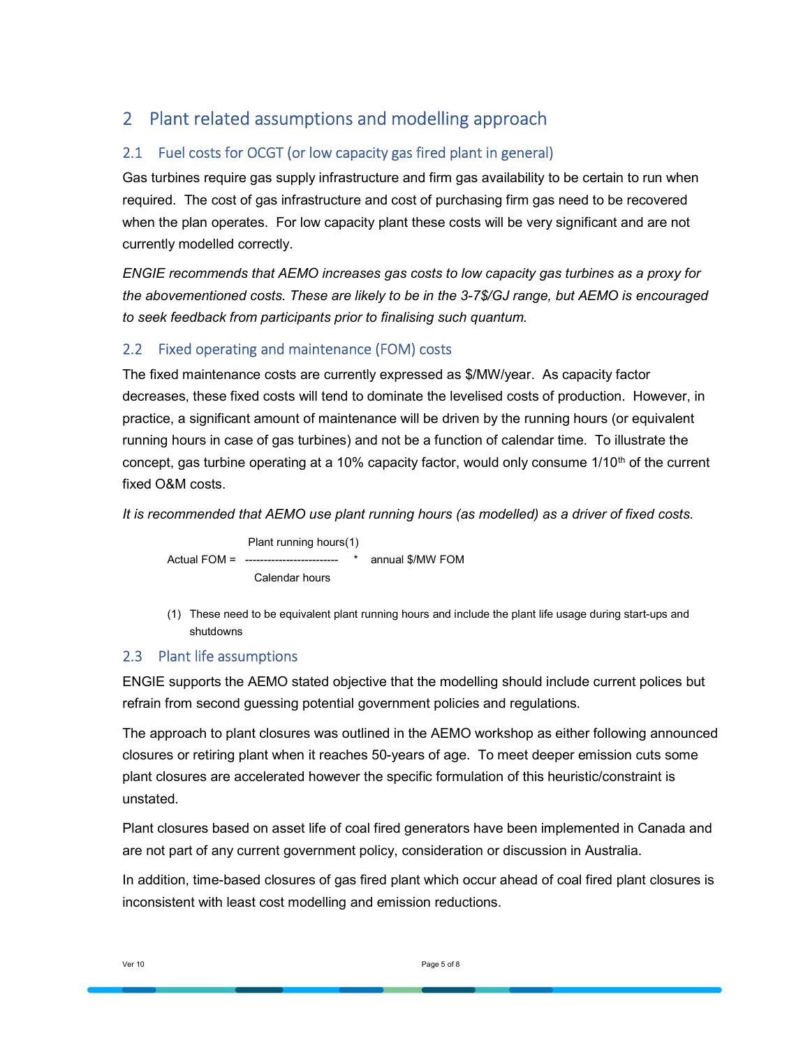## 2 Plant related assumptions and modelling approach

### 2.1 Fuel costs for OCGT (or low capacity gas fired plant in general)

Gas turbines require gas supply infrastructure and firm gas availability to be certain to run when required. The cost of gas infrastructure and cost of purchasing firm gas need to be recovered when the plan operates. For low capacity plant these costs will be very significant and are not currently modelled correctly.

*ENGIE recommends that AEMO increases gas costs to low capacity gas turbines as a proxy for the abovementioned costs. These are likely to be in the 3-7$/GJ range, but AEMO is encouraged to seek feedback from participants prior to finalising such quantum.*

### 2.2 Fixed operating and maintenance (FOM) costs

The fixed maintenance costs are currently expressed as $/MW/year. As capacity factor decreases, these fixed costs will tend to dominate the levelised costs of production. However, in practice, a significant amount of maintenance will be driven by the running hours (or equivalent running hours in case of gas turbines) and not be a function of calendar time. To illustrate the concept, gas turbine operating at a 10% capacity factor, would only consume 1/10th of the current fixed O&M costs.

*It is recommended that AEMO use plant running hours (as modelled) as a driver of fixed costs.*

$$\text{Actual FOM} = \frac{\text{Plant running hours(1)}}{\text{Calendar hours}} * \text{ annual \$/MW FOM}$$

(1) These need to be equivalent plant running hours and include the plant life usage during start-ups and shutdowns

### 2.3 Plant life assumptions

ENGIE supports the AEMO stated objective that the modelling should include current polices but refrain from second guessing potential government policies and regulations.

The approach to plant closures was outlined in the AEMO workshop as either following announced closures or retiring plant when it reaches 50-years of age. To meet deeper emission cuts some plant closures are accelerated however the specific formulation of this heuristic/constraint is unstated.

Plant closures based on asset life of coal fired generators have been implemented in Canada and are not part of any current government policy, consideration or discussion in Australia.

In addition, time-based closures of gas fired plant which occur ahead of coal fired plant closures is inconsistent with least cost modelling and emission reductions.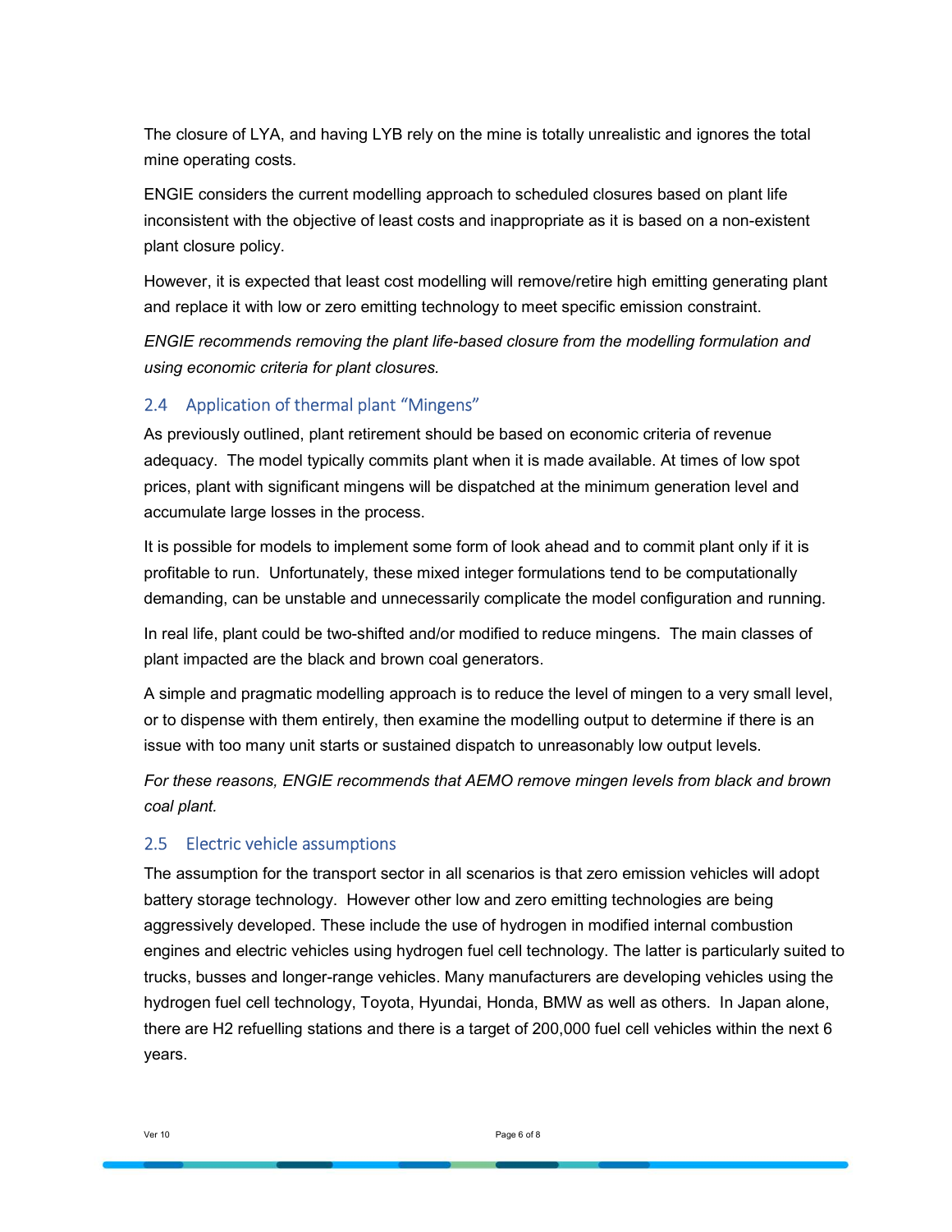The closure of LYA, and having LYB rely on the mine is totally unrealistic and ignores the total mine operating costs.

ENGIE considers the current modelling approach to scheduled closures based on plant life inconsistent with the objective of least costs and inappropriate as it is based on a non-existent plant closure policy.

However, it is expected that least cost modelling will remove/retire high emitting generating plant and replace it with low or zero emitting technology to meet specific emission constraint.

*ENGIE recommends removing the plant life-based closure from the modelling formulation and using economic criteria for plant closures.*

## 2.4 Application of thermal plant "Mingens"

As previously outlined, plant retirement should be based on economic criteria of revenue adequacy. The model typically commits plant when it is made available. At times of low spot prices, plant with significant mingens will be dispatched at the minimum generation level and accumulate large losses in the process.

It is possible for models to implement some form of look ahead and to commit plant only if it is profitable to run. Unfortunately, these mixed integer formulations tend to be computationally demanding, can be unstable and unnecessarily complicate the model configuration and running.

In real life, plant could be two-shifted and/or modified to reduce mingens. The main classes of plant impacted are the black and brown coal generators.

A simple and pragmatic modelling approach is to reduce the level of mingen to a very small level, or to dispense with them entirely, then examine the modelling output to determine if there is an issue with too many unit starts or sustained dispatch to unreasonably low output levels.

*For these reasons, ENGIE recommends that AEMO remove mingen levels from black and brown coal plant.*

## 2.5 Electric vehicle assumptions

The assumption for the transport sector in all scenarios is that zero emission vehicles will adopt battery storage technology. However other low and zero emitting technologies are being aggressively developed. These include the use of hydrogen in modified internal combustion engines and electric vehicles using hydrogen fuel cell technology. The latter is particularly suited to trucks, busses and longer-range vehicles. Many manufacturers are developing vehicles using the hydrogen fuel cell technology, Toyota, Hyundai, Honda, BMW as well as others. In Japan alone, there are H2 refuelling stations and there is a target of 200,000 fuel cell vehicles within the next 6 years.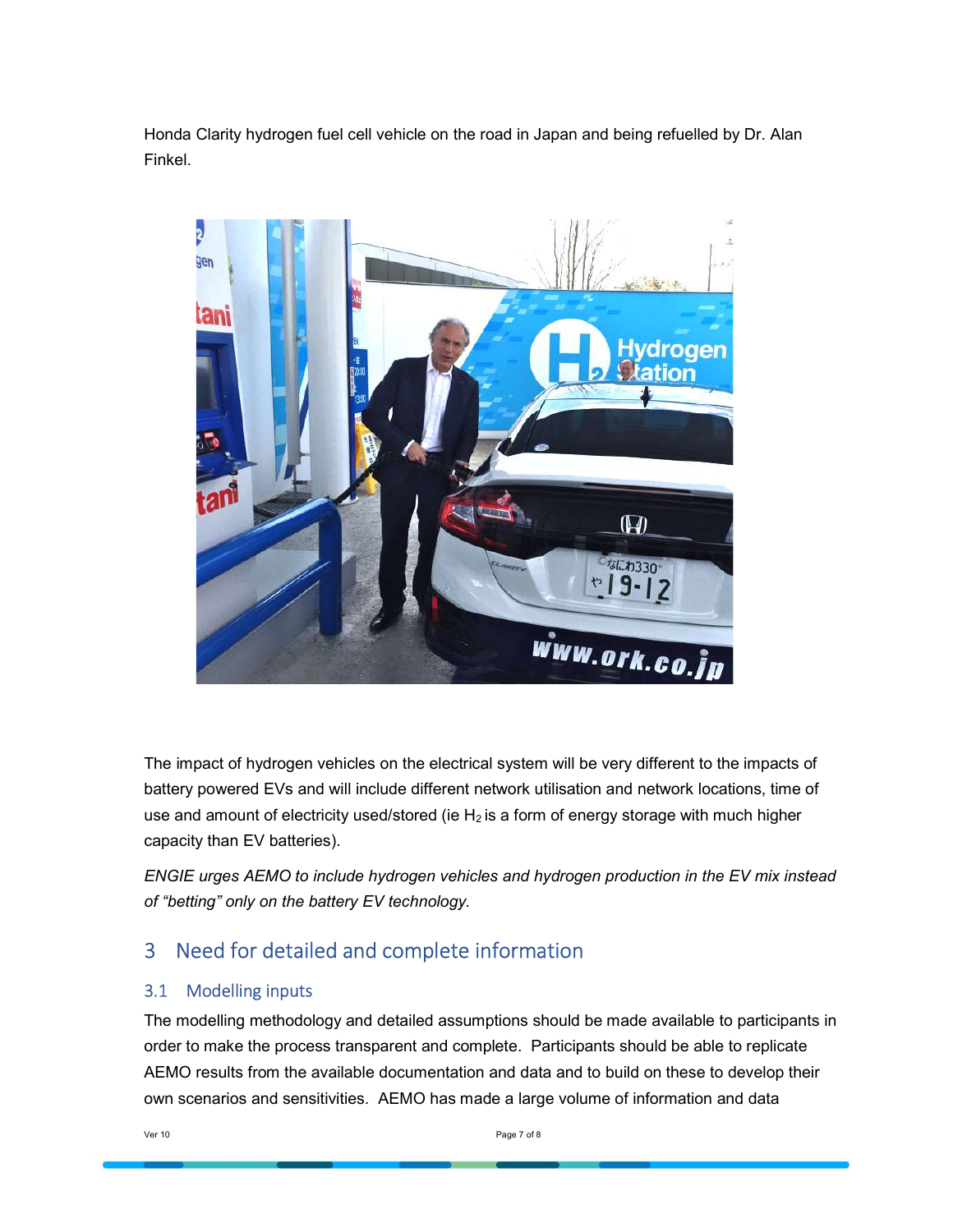Honda Clarity hydrogen fuel cell vehicle on the road in Japan and being refuelled by Dr. Alan Finkel.

The impact of hydrogen vehicles on the electrical system will be very different to the impacts of battery powered EVs and will include different network utilisation and network locations, time of use and amount of electricity used/stored (ie $H_2$ is a form of energy storage with much higher capacity than EV batteries).

*ENGIE urges AEMO to include hydrogen vehicles and hydrogen production in the EV mix instead of "betting" only on the battery EV technology.*

# 3 Need for detailed and complete information

## 3.1 Modelling inputs

The modelling methodology and detailed assumptions should be made available to participants in order to make the process transparent and complete. Participants should be able to replicate AEMO results from the available documentation and data and to build on these to develop their own scenarios and sensitivities. AEMO has made a large volume of information and data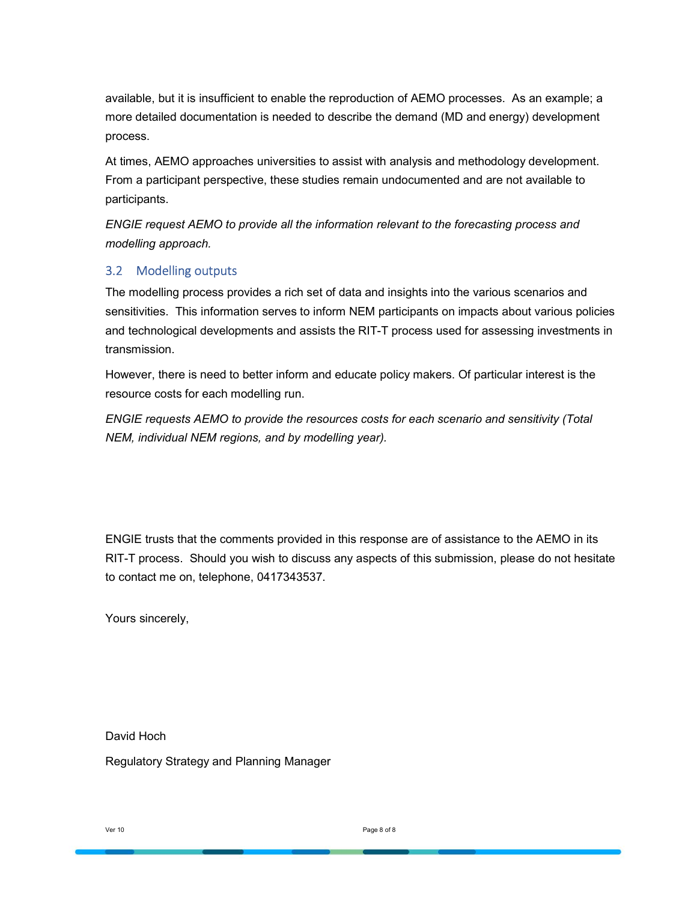available, but it is insufficient to enable the reproduction of AEMO processes. As an example; a more detailed documentation is needed to describe the demand (MD and energy) development process.

At times, AEMO approaches universities to assist with analysis and methodology development. From a participant perspective, these studies remain undocumented and are not available to participants.

*ENGIE request AEMO to provide all the information relevant to the forecasting process and modelling approach.*

## 3.2 Modelling outputs

The modelling process provides a rich set of data and insights into the various scenarios and sensitivities. This information serves to inform NEM participants on impacts about various policies and technological developments and assists the RIT-T process used for assessing investments in transmission.

However, there is need to better inform and educate policy makers. Of particular interest is the resource costs for each modelling run.

*ENGIE requests AEMO to provide the resources costs for each scenario and sensitivity (Total NEM, individual NEM regions, and by modelling year).*

ENGIE trusts that the comments provided in this response are of assistance to the AEMO in its RIT-T process. Should you wish to discuss any aspects of this submission, please do not hesitate to contact me on, telephone, 0417343537.

Yours sincerely,

David Hoch

Regulatory Strategy and Planning Manager